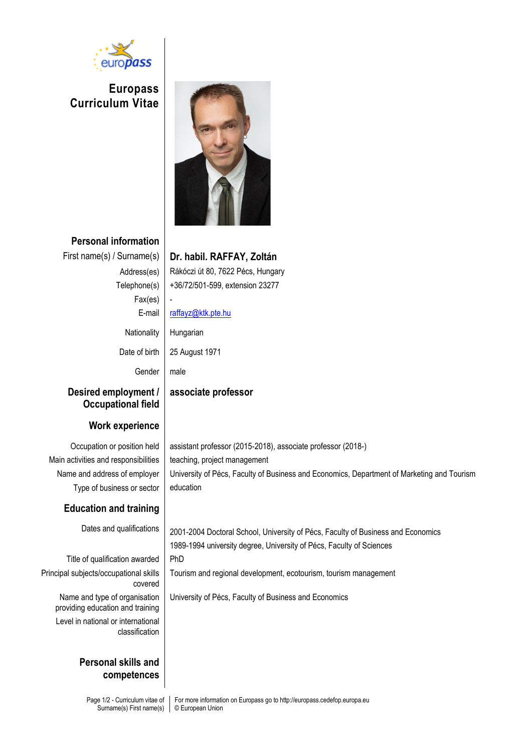# Europass Curriculum Vitae

## Personal information

| | |
|---|---|
| First name(s) / Surname(s) | **Dr. habil. RAFFAY, Zoltán** |
| Address(es) | Rákóczi út 80, 7622 Pécs, Hungary |
| Telephone(s) | +36/72/501-599, extension 23277 |
| Fax(es) | - |
| E-mail | raffayz@ktk.pte.hu |
| Nationality | Hungarian |
| Date of birth | 25 August 1971 |
| Gender | male |

## Desired employment / Occupational field

**associate professor**

## Work experience

| | |
|---|---|
| Occupation or position held | assistant professor (2015-2018), associate professor (2018-) |
| Main activities and responsibilities | teaching, project management |
| Name and address of employer | University of Pécs, Faculty of Business and Economics, Department of Marketing and Tourism |
| Type of business or sector | education |

## Education and training

| | |
|---|---|
| Dates and qualifications | 2001-2004 Doctoral School, University of Pécs, Faculty of Business and Economics<br>1989-1994 university degree, University of Pécs, Faculty of Sciences |
| Title of qualification awarded | PhD |
| Principal subjects/occupational skills covered | Tourism and regional development, ecotourism, tourism management |
| Name and type of organisation providing education and training | University of Pécs, Faculty of Business and Economics |
| Level in national or international classification | |

## Personal skills and competences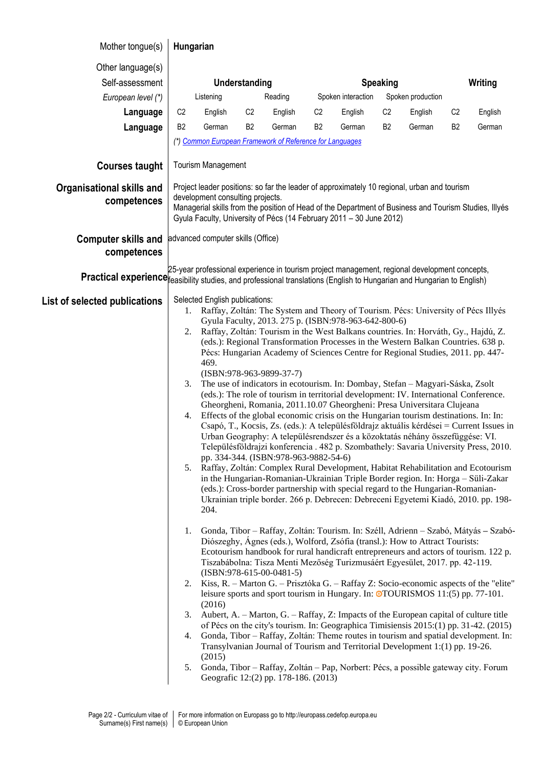**Mother tongue(s)** **Hungarian**

**Other language(s)**

| Self-assessment | Understanding | | | | Speaking | | | | Writing | |
|---|---|---|---|---|---|---|---|---|---|---|
| *European level (\*)* | Listening | | Reading | | Spoken interaction | | Spoken production | | | |
| **Language** | C2 | English | C2 | English | C2 | English | C2 | English | C2 | English |
| **Language** | B2 | German | B2 | German | B2 | German | B2 | German | B2 | German |

*(\*) Common European Framework of Reference for Languages*

**Courses taught**

Tourism Management

**Organisational skills and competences**

Project leader positions: so far the leader of approximately 10 regional, urban and tourism development consulting projects.
Managerial skills from the position of Head of the Department of Business and Tourism Studies, Illyés Gyula Faculty, University of Pécs (14 February 2011 – 30 June 2012)

**Computer skills and competences**

advanced computer skills (Office)

**Practical experience**

25-year professional experience in tourism project management, regional development concepts, feasibility studies, and professional translations (English to Hungarian and Hungarian to English)

**List of selected publications**

Selected English publications:

1. Raffay, Zoltán: The System and Theory of Tourism. Pécs: University of Pécs Illyés Gyula Faculty, 2013. 275 p. (ISBN:978-963-642-800-6)
2. Raffay, Zoltán: Tourism in the West Balkans countries. In: Horváth, Gy., Hajdú, Z. (eds.): Regional Transformation Processes in the Western Balkan Countries. 638 p. Pécs: Hungarian Academy of Sciences Centre for Regional Studies, 2011. pp. 447-469.
(ISBN:978-963-9899-37-7)
3. The use of indicators in ecotourism. In: Dombay, Stefan – Magyari-Sáska, Zsolt (eds.): The role of tourism in territorial development: IV. International Conference. Gheorgheni, Romania, 2011.10.07 Gheorgheni: Presa Universitara Clujeana
4. Effects of the global economic crisis on the Hungarian tourism destinations. In: In: Csapó, T., Kocsis, Zs. (eds.): A településföldrajz aktuális kérdései = Current Issues in Urban Geography: A településrendszer és a közoktatás néhány összefüggése: VI. Településföldrajzi konferencia . 482 p. Szombathely: Savaria University Press, 2010. pp. 334-344. (ISBN:978-963-9882-54-6)
5. Raffay, Zoltán: Complex Rural Development, Habitat Rehabilitation and Ecotourism in the Hungarian-Romanian-Ukrainian Triple Border region. In: Horga – Süli-Zakar (eds.): Cross-border partnership with special regard to the Hungarian-Romanian-Ukrainian triple border. 266 p. Debrecen: Debreceni Egyetemi Kiadó, 2010. pp. 198-204.

1. Gonda, Tibor – Raffay, Zoltán: Tourism. In: Széll, Adrienn – Szabó, Mátyás – Szabó-Diószeghy, Ágnes (eds.), Wolford, Zsófia (transl.): How to Attract Tourists: Ecotourism handbook for rural handicraft entrepreneurs and actors of tourism. 122 p. Tiszabábolna: Tisza Menti Mezőség Turizmusáért Egyesület, 2017. pp. 42-119. (ISBN:978-615-00-0481-5)
2. Kiss, R. – Marton G. – Prisztóka G. – Raffay Z: Socio-economic aspects of the "elite" leisure sports and sport tourism in Hungary. In: TOURISMOS 11:(5) pp. 77-101. (2016)
3. Aubert, A. – Marton, G. – Raffay, Z: Impacts of the European capital of culture title of Pécs on the city's tourism. In: Geographica Timisiensis 2015:(1) pp. 31-42. (2015)
4. Gonda, Tibor – Raffay, Zoltán: Theme routes in tourism and spatial development. In: Transylvanian Journal of Tourism and Territorial Development 1:(1) pp. 19-26. (2015)
5. Gonda, Tibor – Raffay, Zoltán – Pap, Norbert: Pécs, a possible gateway city. Forum Geografic 12:(2) pp. 178-186. (2013)